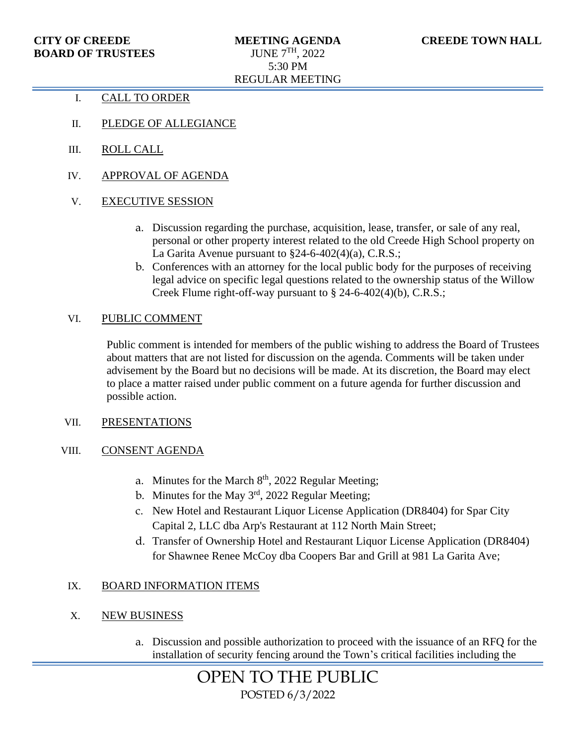**CITY OF CREEDE**
**BOARD OF TRUSTEES**

**MEETING AGENDA**
JUNE 7TH, 2022
5:30 PM
REGULAR MEETING

**CREEDE TOWN HALL**

I. CALL TO ORDER

II. PLEDGE OF ALLEGIANCE

III. ROLL CALL

IV. APPROVAL OF AGENDA

V. EXECUTIVE SESSION

   a. Discussion regarding the purchase, acquisition, lease, transfer, or sale of any real, personal or other property interest related to the old Creede High School property on La Garita Avenue pursuant to §24-6-402(4)(a), C.R.S.;
   b. Conferences with an attorney for the local public body for the purposes of receiving legal advice on specific legal questions related to the ownership status of the Willow Creek Flume right-off-way pursuant to § 24-6-402(4)(b), C.R.S.;

VI. PUBLIC COMMENT

Public comment is intended for members of the public wishing to address the Board of Trustees about matters that are not listed for discussion on the agenda. Comments will be taken under advisement by the Board but no decisions will be made. At its discretion, the Board may elect to place a matter raised under public comment on a future agenda for further discussion and possible action.

VII. PRESENTATIONS

VIII. CONSENT AGENDA

   a. Minutes for the March 8th, 2022 Regular Meeting;
   b. Minutes for the May 3rd, 2022 Regular Meeting;
   c. New Hotel and Restaurant Liquor License Application (DR8404) for Spar City Capital 2, LLC dba Arp's Restaurant at 112 North Main Street;
   d. Transfer of Ownership Hotel and Restaurant Liquor License Application (DR8404) for Shawnee Renee McCoy dba Coopers Bar and Grill at 981 La Garita Ave;

IX. BOARD INFORMATION ITEMS

X. NEW BUSINESS

   a. Discussion and possible authorization to proceed with the issuance of an RFQ for the installation of security fencing around the Town's critical facilities including the

OPEN TO THE PUBLIC
POSTED 6/3/2022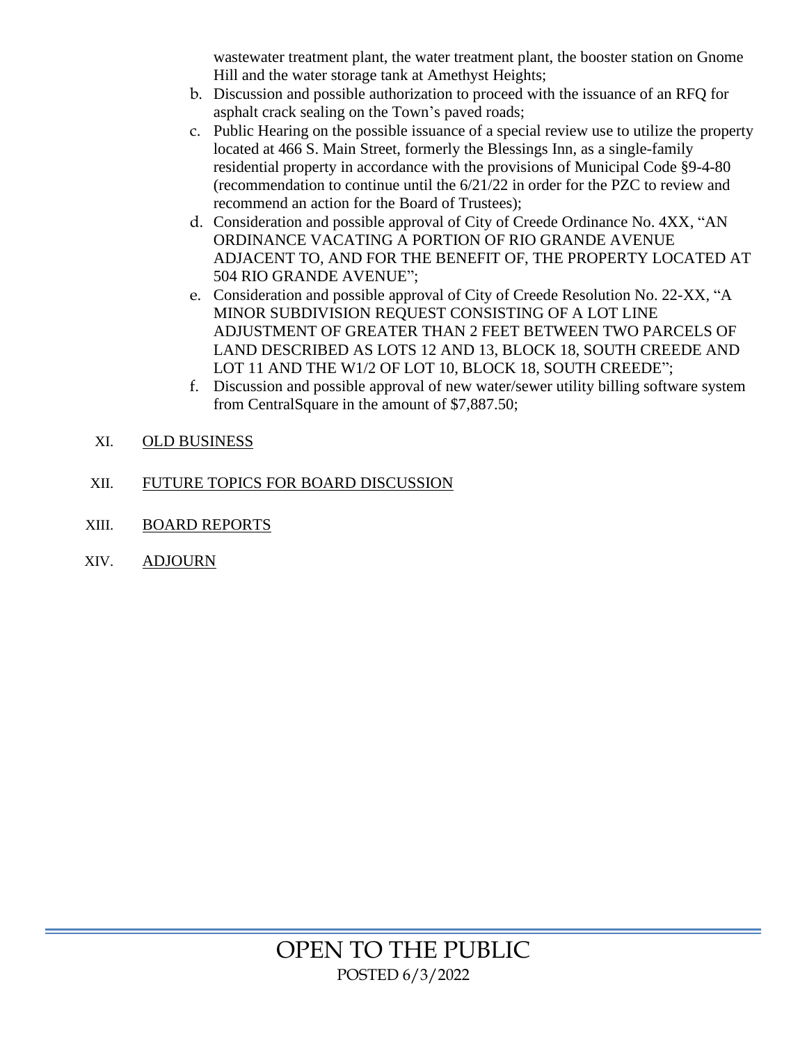wastewater treatment plant, the water treatment plant, the booster station on Gnome Hill and the water storage tank at Amethyst Heights;

b. Discussion and possible authorization to proceed with the issuance of an RFQ for asphalt crack sealing on the Town's paved roads;
c. Public Hearing on the possible issuance of a special review use to utilize the property located at 466 S. Main Street, formerly the Blessings Inn, as a single-family residential property in accordance with the provisions of Municipal Code §9-4-80 (recommendation to continue until the 6/21/22 in order for the PZC to review and recommend an action for the Board of Trustees);
d. Consideration and possible approval of City of Creede Ordinance No. 4XX, "AN ORDINANCE VACATING A PORTION OF RIO GRANDE AVENUE ADJACENT TO, AND FOR THE BENEFIT OF, THE PROPERTY LOCATED AT 504 RIO GRANDE AVENUE";
e. Consideration and possible approval of City of Creede Resolution No. 22-XX, "A MINOR SUBDIVISION REQUEST CONSISTING OF A LOT LINE ADJUSTMENT OF GREATER THAN 2 FEET BETWEEN TWO PARCELS OF LAND DESCRIBED AS LOTS 12 AND 13, BLOCK 18, SOUTH CREEDE AND LOT 11 AND THE W1/2 OF LOT 10, BLOCK 18, SOUTH CREEDE";
f. Discussion and possible approval of new water/sewer utility billing software system from CentralSquare in the amount of $7,887.50;

XI. OLD BUSINESS

XII. FUTURE TOPICS FOR BOARD DISCUSSION

XIII. BOARD REPORTS

XIV. ADJOURN

OPEN TO THE PUBLIC

POSTED 6/3/2022